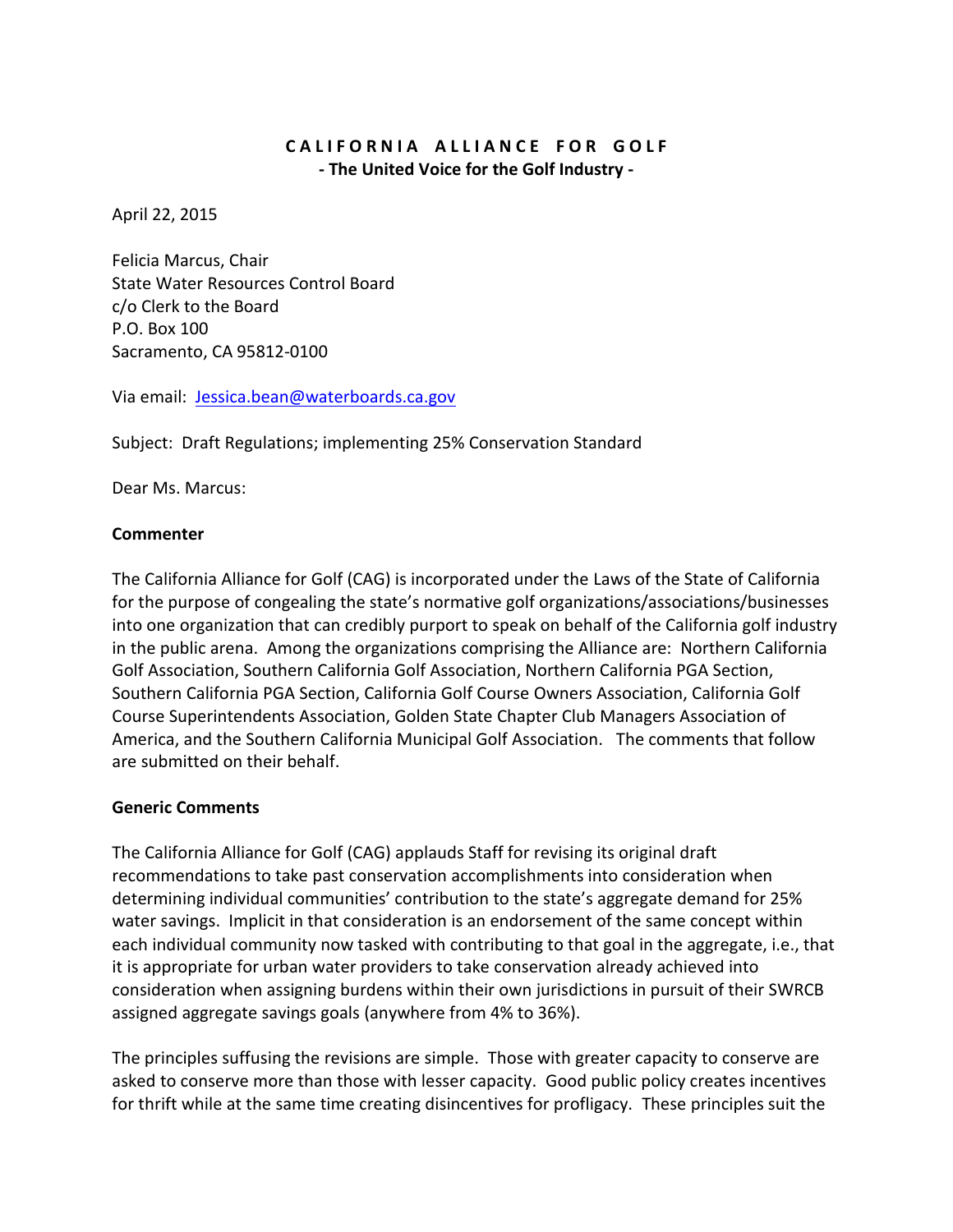**C A L I F O R N I A   A L L I A N C E   F O R   G O L F**
**- The United Voice for the Golf Industry -**

April 22, 2015

Felicia Marcus, Chair
State Water Resources Control Board
c/o Clerk to the Board
P.O. Box 100
Sacramento, CA 95812-0100

Via email: Jessica.bean@waterboards.ca.gov

Subject: Draft Regulations; implementing 25% Conservation Standard

Dear Ms. Marcus:

**Commenter**

The California Alliance for Golf (CAG) is incorporated under the Laws of the State of California for the purpose of congealing the state's normative golf organizations/associations/businesses into one organization that can credibly purport to speak on behalf of the California golf industry in the public arena. Among the organizations comprising the Alliance are: Northern California Golf Association, Southern California Golf Association, Northern California PGA Section, Southern California PGA Section, California Golf Course Owners Association, California Golf Course Superintendents Association, Golden State Chapter Club Managers Association of America, and the Southern California Municipal Golf Association. The comments that follow are submitted on their behalf.

**Generic Comments**

The California Alliance for Golf (CAG) applauds Staff for revising its original draft recommendations to take past conservation accomplishments into consideration when determining individual communities' contribution to the state's aggregate demand for 25% water savings. Implicit in that consideration is an endorsement of the same concept within each individual community now tasked with contributing to that goal in the aggregate, i.e., that it is appropriate for urban water providers to take conservation already achieved into consideration when assigning burdens within their own jurisdictions in pursuit of their SWRCB assigned aggregate savings goals (anywhere from 4% to 36%).

The principles suffusing the revisions are simple. Those with greater capacity to conserve are asked to conserve more than those with lesser capacity. Good public policy creates incentives for thrift while at the same time creating disincentives for profligacy. These principles suit the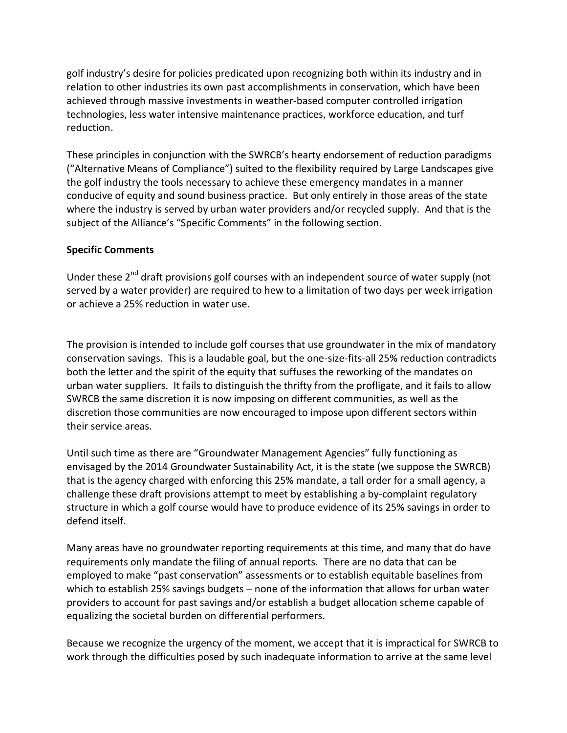golf industry's desire for policies predicated upon recognizing both within its industry and in relation to other industries its own past accomplishments in conservation, which have been achieved through massive investments in weather-based computer controlled irrigation technologies, less water intensive maintenance practices, workforce education, and turf reduction.

These principles in conjunction with the SWRCB's hearty endorsement of reduction paradigms ("Alternative Means of Compliance") suited to the flexibility required by Large Landscapes give the golf industry the tools necessary to achieve these emergency mandates in a manner conducive of equity and sound business practice. But only entirely in those areas of the state where the industry is served by urban water providers and/or recycled supply. And that is the subject of the Alliance's "Specific Comments" in the following section.

**Specific Comments**

Under these 2nd draft provisions golf courses with an independent source of water supply (not served by a water provider) are required to hew to a limitation of two days per week irrigation or achieve a 25% reduction in water use.

The provision is intended to include golf courses that use groundwater in the mix of mandatory conservation savings. This is a laudable goal, but the one-size-fits-all 25% reduction contradicts both the letter and the spirit of the equity that suffuses the reworking of the mandates on urban water suppliers. It fails to distinguish the thrifty from the profligate, and it fails to allow SWRCB the same discretion it is now imposing on different communities, as well as the discretion those communities are now encouraged to impose upon different sectors within their service areas.

Until such time as there are "Groundwater Management Agencies" fully functioning as envisaged by the 2014 Groundwater Sustainability Act, it is the state (we suppose the SWRCB) that is the agency charged with enforcing this 25% mandate, a tall order for a small agency, a challenge these draft provisions attempt to meet by establishing a by-complaint regulatory structure in which a golf course would have to produce evidence of its 25% savings in order to defend itself.

Many areas have no groundwater reporting requirements at this time, and many that do have requirements only mandate the filing of annual reports. There are no data that can be employed to make "past conservation" assessments or to establish equitable baselines from which to establish 25% savings budgets – none of the information that allows for urban water providers to account for past savings and/or establish a budget allocation scheme capable of equalizing the societal burden on differential performers.

Because we recognize the urgency of the moment, we accept that it is impractical for SWRCB to work through the difficulties posed by such inadequate information to arrive at the same level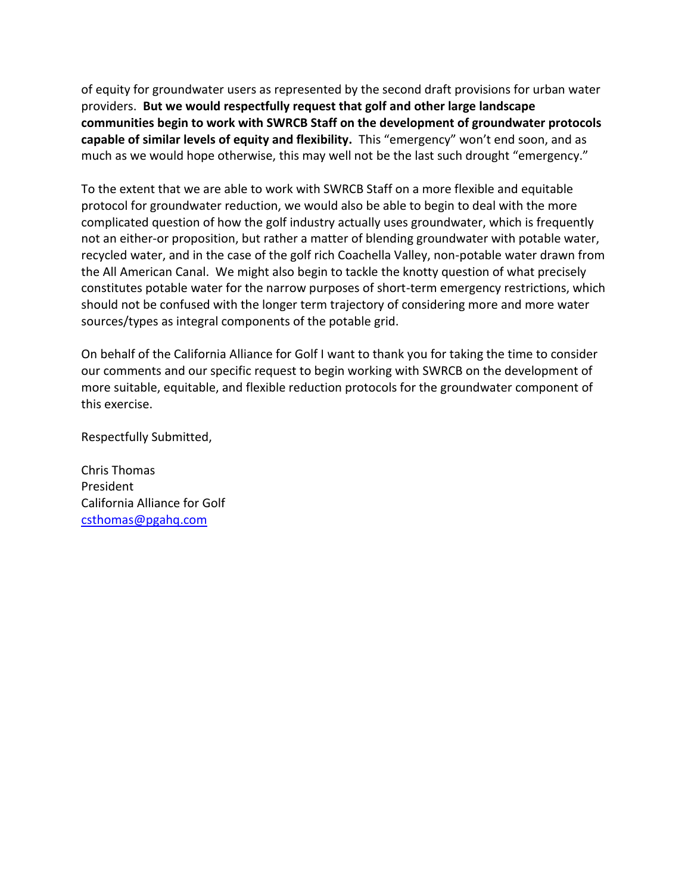of equity for groundwater users as represented by the second draft provisions for urban water providers. **But we would respectfully request that golf and other large landscape communities begin to work with SWRCB Staff on the development of groundwater protocols capable of similar levels of equity and flexibility.** This "emergency" won't end soon, and as much as we would hope otherwise, this may well not be the last such drought "emergency."

To the extent that we are able to work with SWRCB Staff on a more flexible and equitable protocol for groundwater reduction, we would also be able to begin to deal with the more complicated question of how the golf industry actually uses groundwater, which is frequently not an either-or proposition, but rather a matter of blending groundwater with potable water, recycled water, and in the case of the golf rich Coachella Valley, non-potable water drawn from the All American Canal. We might also begin to tackle the knotty question of what precisely constitutes potable water for the narrow purposes of short-term emergency restrictions, which should not be confused with the longer term trajectory of considering more and more water sources/types as integral components of the potable grid.

On behalf of the California Alliance for Golf I want to thank you for taking the time to consider our comments and our specific request to begin working with SWRCB on the development of more suitable, equitable, and flexible reduction protocols for the groundwater component of this exercise.

Respectfully Submitted,

Chris Thomas
President
California Alliance for Golf
csthomas@pgahq.com